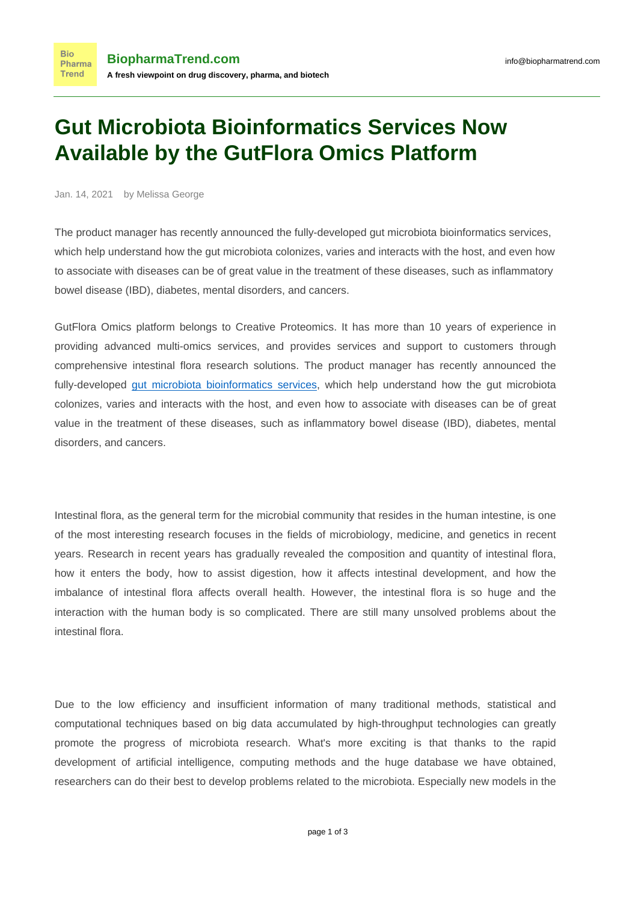# Gut Microbiota Bioinformatics Services Now Available by the GutFlora Omics Platform

Jan. 14, 2021 by Melissa George

The product manager has recently announced the fully-developed gut microbiota bioinformatics services, which help understand how the gut microbiota colonizes, varies and interacts with the host, and even how to associate with diseases can be of great value in the treatment of these diseases, such as inflammatory bowel disease (IBD), diabetes, mental disorders, and cancers.

GutFlora Omics platform belongs to Creative Proteomics. It has more than 10 years of experience in providing advanced multi-omics services, and provides services and support to customers through comprehensive intestinal flora research solutions. The product manager has recently announced the fully-developed gut microbiota bioinformatics services, which help understand how the gut microbiota colonizes, varies and interacts with the host, and even how to associate with diseases can be of great value in the treatment of these diseases, such as inflammatory bowel disease (IBD), diabetes, mental disorders, and cancers.

Intestinal flora, as the general term for the microbial community that resides in the human intestine, is one of the most interesting research focuses in the fields of microbiology, medicine, and genetics in recent years. Research in recent years has gradually revealed the composition and quantity of intestinal flora, how it enters the body, how to assist digestion, how it affects intestinal development, and how the imbalance of intestinal flora affects overall health. However, the intestinal flora is so huge and the interaction with the human body is so complicated. There are still many unsolved problems about the intestinal flora.

Due to the low efficiency and insufficient information of many traditional methods, statistical and computational techniques based on big data accumulated by high-throughput technologies can greatly promote the progress of microbiota research. What's more exciting is that thanks to the rapid development of artificial intelligence, computing methods and the huge database we have obtained, researchers can do their best to develop problems related to the microbiota. Especially new models in the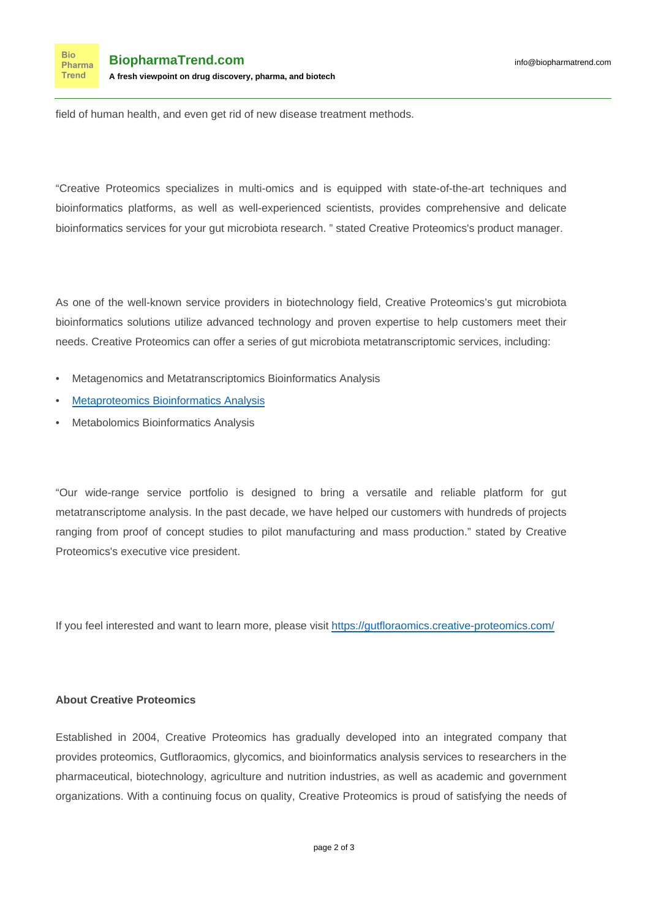field of human health, and even get rid of new disease treatment methods.

“Creative Proteomics specializes in multi-omics and is equipped with state-of-the-art techniques and bioinformatics platforms, as well as well-experienced scientists, provides comprehensive and delicate bioinformatics services for your gut microbiota research. ” stated Creative Proteomics's product manager.

As one of the well-known service providers in biotechnology field, Creative Proteomics’s gut microbiota bioinformatics solutions utilize advanced technology and proven expertise to help customers meet their needs. Creative Proteomics can offer a series of gut microbiota metatranscriptomic services, including:

- Metagenomics and Metatranscriptomics Bioinformatics Analysis
- Metaproteomics Bioinformatics Analysis
- Metabolomics Bioinformatics Analysis

“Our wide-range service portfolio is designed to bring a versatile and reliable platform for gut metatranscriptome analysis. In the past decade, we have helped our customers with hundreds of projects ranging from proof of concept studies to pilot manufacturing and mass production.” stated by Creative Proteomics's executive vice president.

If you feel interested and want to learn more, please visit https://gutfloraomics.creative-proteomics.com/

**About Creative Proteomics**

Established in 2004, Creative Proteomics has gradually developed into an integrated company that provides proteomics, Gutfloraomics, glycomics, and bioinformatics analysis services to researchers in the pharmaceutical, biotechnology, agriculture and nutrition industries, as well as academic and government organizations. With a continuing focus on quality, Creative Proteomics is proud of satisfying the needs of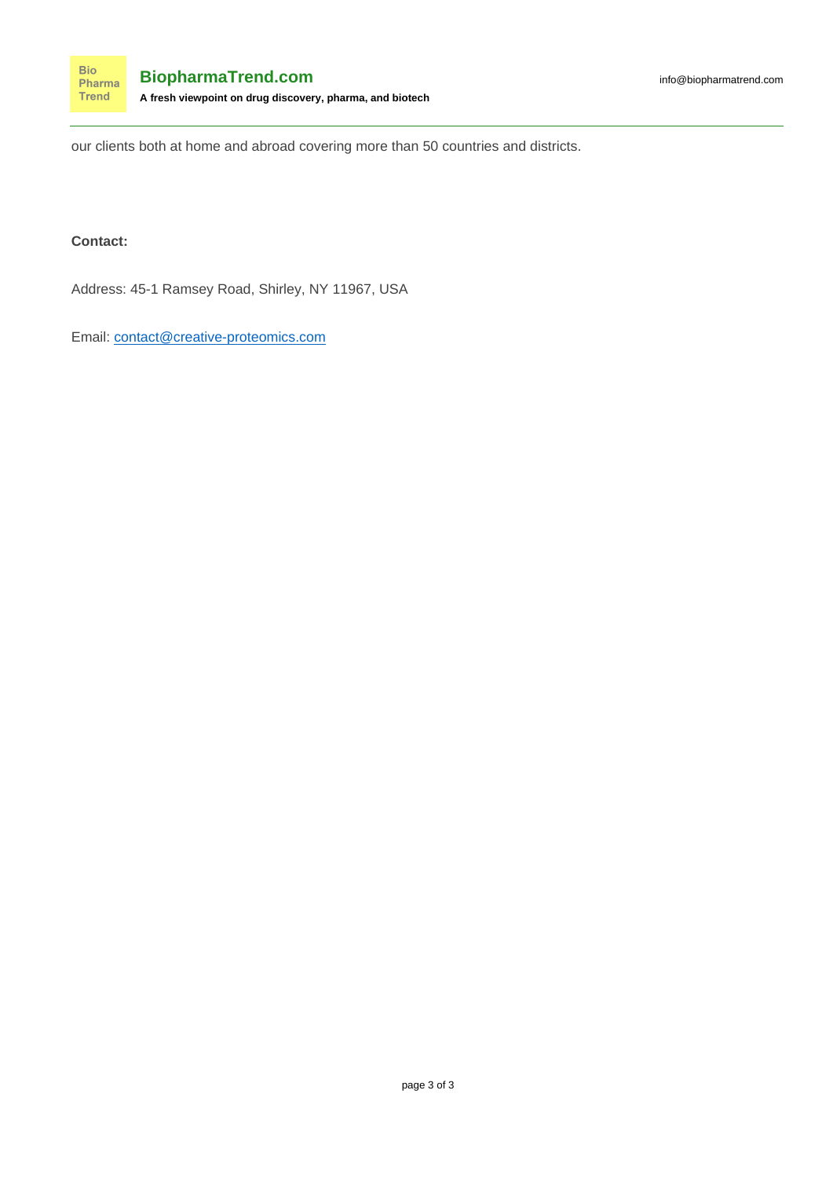our clients both at home and abroad covering more than 50 countries and districts.

**Contact:**

Address: 45-1 Ramsey Road, Shirley, NY 11967, USA

Email: contact@creative-proteomics.com